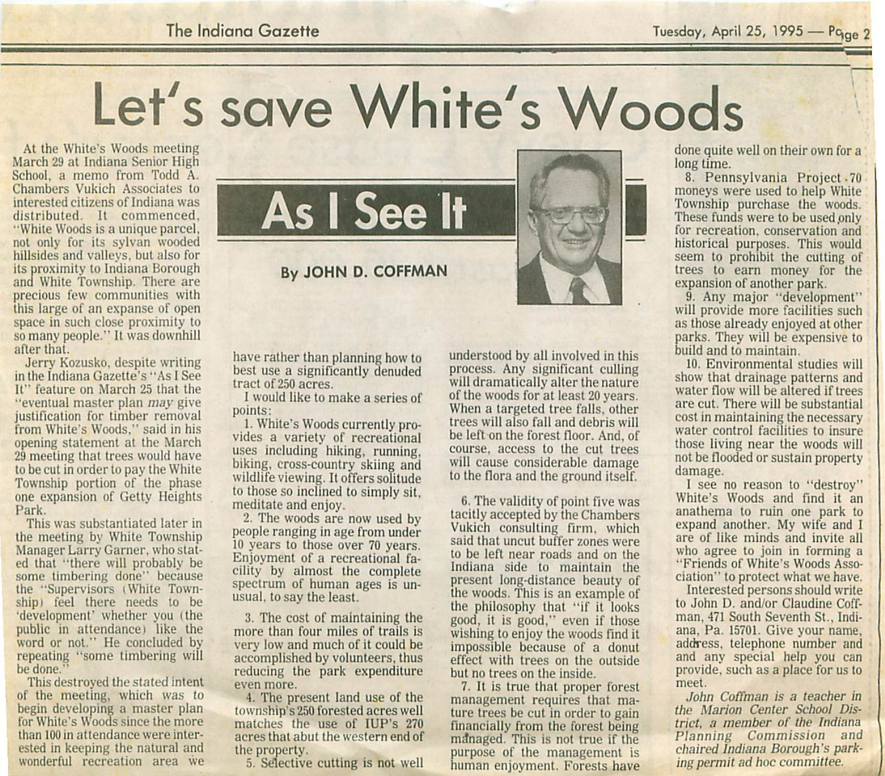# Let's save White's Woods

## As I See It

By JOHN D. COFFMAN

At the White's Woods meeting March 29 at Indiana Senior High School, a memo from Todd A. Chambers Vukich Associates to interested citizens of Indiana was distributed. It commenced, "White Woods is a unique parcel, not only for its sylvan wooded hillsides and valleys, but also for its proximity to Indiana Borough and White Township. There are precious few communities with this large of an expanse of open space in such close proximity to so many people." It was downhill after that.

Jerry Kozusko, despite writing in the Indiana Gazette's "As I See It" feature on March 25 that the "eventual master plan *may* give justification for timber removal from White's Woods," said in his opening statement at the March 29 meeting that trees would have to be cut in order to pay the White Township portion of the phase one expansion of Getty Heights Park.

This was substantiated later in the meeting by White Township Manager Larry Garner, who stated that "there will probably be some timbering done" because the "Supervisors (White Township) feel there needs to be 'development' whether you (the public in attendance) like the word or not." He concluded by repeating "some timbering will be done."

This destroyed the stated intent of the meeting, which was to begin developing a master plan for White's Woods since the more than 100 in attendance were interested in keeping the natural and wonderful recreation area we have rather than planning how to best use a significantly denuded tract of 250 acres.

I would like to make a series of points:

1. White's Woods currently provides a variety of recreational uses including hiking, running, biking, cross-country skiing and wildlife viewing. It offers solitude to those so inclined to simply sit, meditate and enjoy.

2. The woods are now used by people ranging in age from under 10 years to those over 70 years. Enjoyment of a recreational facility by almost the complete spectrum of human ages is unusual, to say the least.

3. The cost of maintaining the more than four miles of trails is very low and much of it could be accomplished by volunteers, thus reducing the park expenditure even more.

4. The present land use of the township's 250 forested acres well matches the use of IUP's 270 acres that abut the western end of the property.

5. Selective cutting is not well understood by all involved in this process. Any significant culling will dramatically alter the nature of the woods for at least 20 years. When a targeted tree falls, other trees will also fall and debris will be left on the forest floor. And, of course, access to the cut trees will cause considerable damage to the flora and the ground itself.

6. The validity of point five was tacitly accepted by the Chambers Vukich consulting firm, which said that uncut buffer zones were to be left near roads and on the Indiana side to maintain the present long-distance beauty of the woods. This is an example of the philosophy that "if it looks good, it is good," even if those wishing to enjoy the woods find it impossible because of a donut effect with trees on the outside but no trees on the inside.

7. It is true that proper forest management requires that mature trees be cut in order to gain financially from the forest being managed. This is not true if the purpose of the management is human enjoyment. Forests have done quite well on their own for a long time.

8. Pennsylvania Project 70 moneys were used to help White Township purchase the woods. These funds were to be used only for recreation, conservation and historical purposes. This would seem to prohibit the cutting of trees to earn money for the expansion of another park.

9. Any major "development" will provide more facilities such as those already enjoyed at other parks. They will be expensive to build and to maintain.

10. Environmental studies will show that drainage patterns and water flow will be altered if trees are cut. There will be substantial cost in maintaining the necessary water control facilities to insure those living near the woods will not be flooded or sustain property damage.

I see no reason to "destroy" White's Woods and find it an anathema to ruin one park to expand another. My wife and I are of like minds and invite all who agree to join in forming a "Friends of White's Woods Association" to protect what we have.

Interested persons should write to John D. and/or Claudine Coffman, 471 South Seventh St., Indiana, Pa. 15701. Give your name, address, telephone number and and any special help you can provide, such as a place for us to meet.

*John Coffman is a teacher in the Marion Center School District, a member of the Indiana Planning Commission and chaired Indiana Borough's parking permit ad hoc committee.*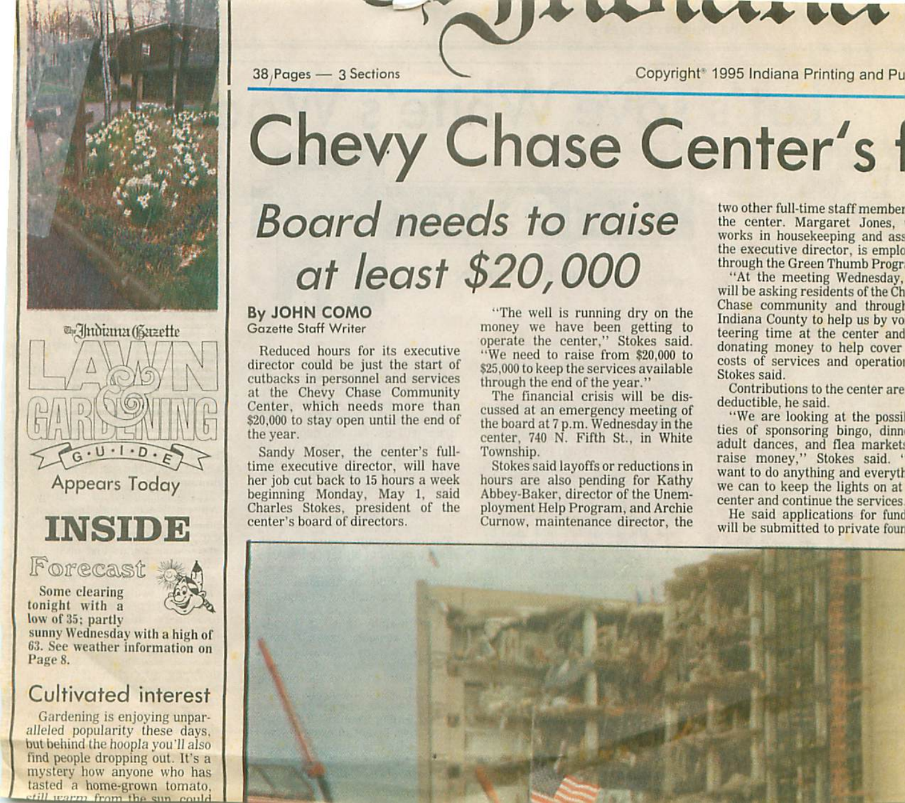38 Pages — 3 Sections

Copyright© 1995 Indiana Printing and Pu

# Chevy Chase Center's f

## *Board needs to raise at least $20,000*

**By JOHN COMO**
Gazette Staff Writer

Reduced hours for its executive director could be just the start of cutbacks in personnel and services at the Chevy Chase Community Center, which needs more than $20,000 to stay open until the end of the year.

Sandy Moser, the center's full-time executive director, will have her job cut back to 15 hours a week beginning Monday, May 1, said Charles Stokes, president of the center's board of directors.

"The well is running dry on the money we have been getting to operate the center," Stokes said. "We need to raise from $20,000 to $25,000 to keep the services available through the end of the year."

The financial crisis will be discussed at an emergency meeting of the board at 7 p.m. Wednesday in the center, 740 N. Fifth St., in White Township.

Stokes said layoffs or reductions in hours are also pending for Kathy Abbey-Baker, director of the Unemployment Help Program, and Archie Curnow, maintenance director, the two other full-time staff member the center. Margaret Jones, works in housekeeping and ass the executive director, is emplo through the Green Thumb Progr

"At the meeting Wednesday, will be asking residents of the Ch Chase community and through Indiana County to help us by vo teering time at the center and donating money to help cover costs of services and operation Stokes said.

Contributions to the center are deductible, he said.

"We are looking at the possi ties of sponsoring bingo, dinn adult dances, and flea markets raise money," Stokes said. ' want to do anything and everyth we can to keep the lights on at center and continue the services.

He said applications for fund will be submitted to private foun

The Indiana Gazette

LAWN & GARDENING GUIDE

Appears Today

## INSIDE

**Forecast**

Some clearing tonight with a low of 35; partly sunny Wednesday with a high of 63. See weather information on Page 8.

**Cultivated interest**

Gardening is enjoying unparalleled popularity these days, but behind the *hoopla* you'll also find people dropping out. It's a mystery how anyone who has tasted a home-grown tomato, *still warm from the sun, could*